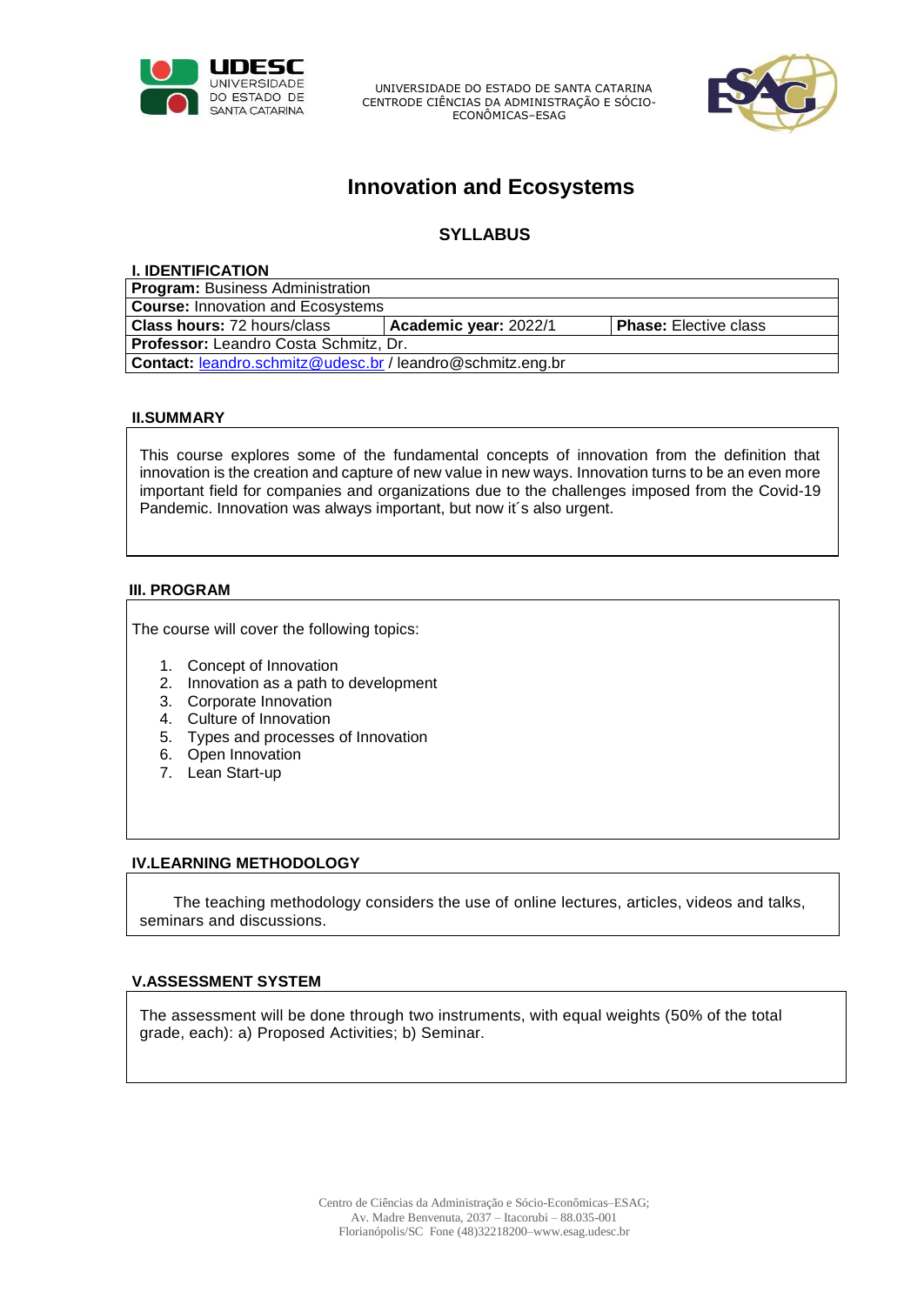UNIVERSIDADE DO ESTADO DE SANTA CATARINA
CENTRODE CIÊNCIAS DA ADMINISTRAÇÃO E SÓCIO-ECONÔMICAS–ESAG

# Innovation and Ecosystems

## SYLLABUS

### I. IDENTIFICATION

| **Program:** Business Administration | | |
|---|---|---|
| **Course:** Innovation and Ecosystems | | |
| **Class hours:** 72 hours/class | **Academic year:** 2022/1 | **Phase:** Elective class |
| **Professor:** Leandro Costa Schmitz, Dr. | | |
| **Contact:** leandro.schmitz@udesc.br / leandro@schmitz.eng.br | | |

### II.SUMMARY

This course explores some of the fundamental concepts of innovation from the definition that innovation is the creation and capture of new value in new ways. Innovation turns to be an even more important field for companies and organizations due to the challenges imposed from the Covid-19 Pandemic. Innovation was always important, but now it´s also urgent.

### III. PROGRAM

The course will cover the following topics:

1. Concept of Innovation
2. Innovation as a path to development
3. Corporate Innovation
4. Culture of Innovation
5. Types and processes of Innovation
6. Open Innovation
7. Lean Start-up

### IV.LEARNING METHODOLOGY

The teaching methodology considers the use of online lectures, articles, videos and talks, seminars and discussions.

### V.ASSESSMENT SYSTEM

The assessment will be done through two instruments, with equal weights (50% of the total grade, each): a) Proposed Activities; b) Seminar.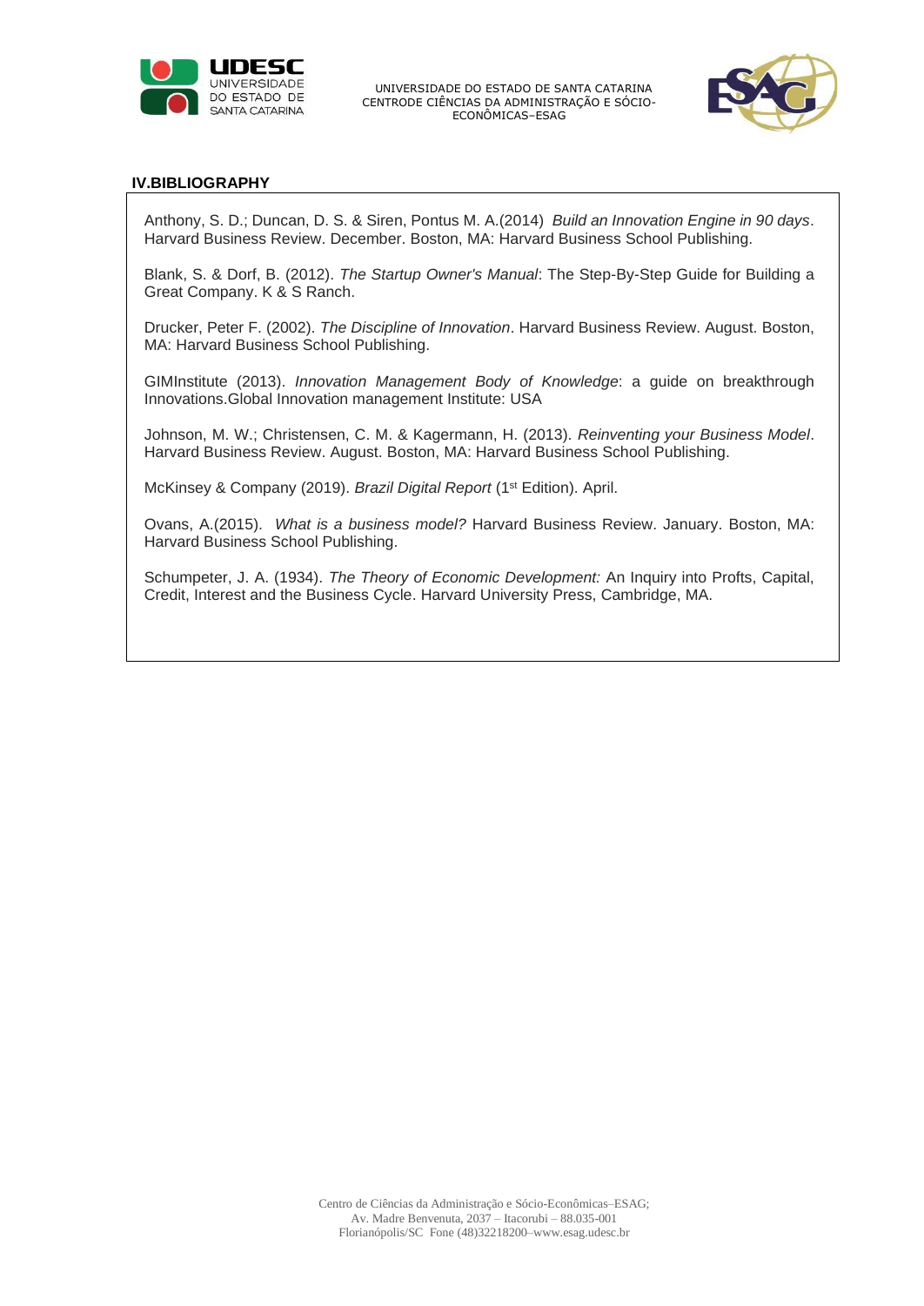## IV.BIBLIOGRAPHY

Anthony, S. D.; Duncan, D. S. & Siren, Pontus M. A.(2014) *Build an Innovation Engine in 90 days*. Harvard Business Review. December. Boston, MA: Harvard Business School Publishing.

Blank, S. & Dorf, B. (2012). *The Startup Owner's Manual*: The Step-By-Step Guide for Building a Great Company. K & S Ranch.

Drucker, Peter F. (2002). *The Discipline of Innovation*. Harvard Business Review. August. Boston, MA: Harvard Business School Publishing.

GIMInstitute (2013). *Innovation Management Body of Knowledge*: a guide on breakthrough Innovations.Global Innovation management Institute: USA

Johnson, M. W.; Christensen, C. M. & Kagermann, H. (2013). *Reinventing your Business Model*. Harvard Business Review. August. Boston, MA: Harvard Business School Publishing.

McKinsey & Company (2019). *Brazil Digital Report* (1st Edition). April.

Ovans, A.(2015). *What is a business model?* Harvard Business Review. January. Boston, MA: Harvard Business School Publishing.

Schumpeter, J. A. (1934). *The Theory of Economic Development:* An Inquiry into Profts, Capital, Credit, Interest and the Business Cycle. Harvard University Press, Cambridge, MA.